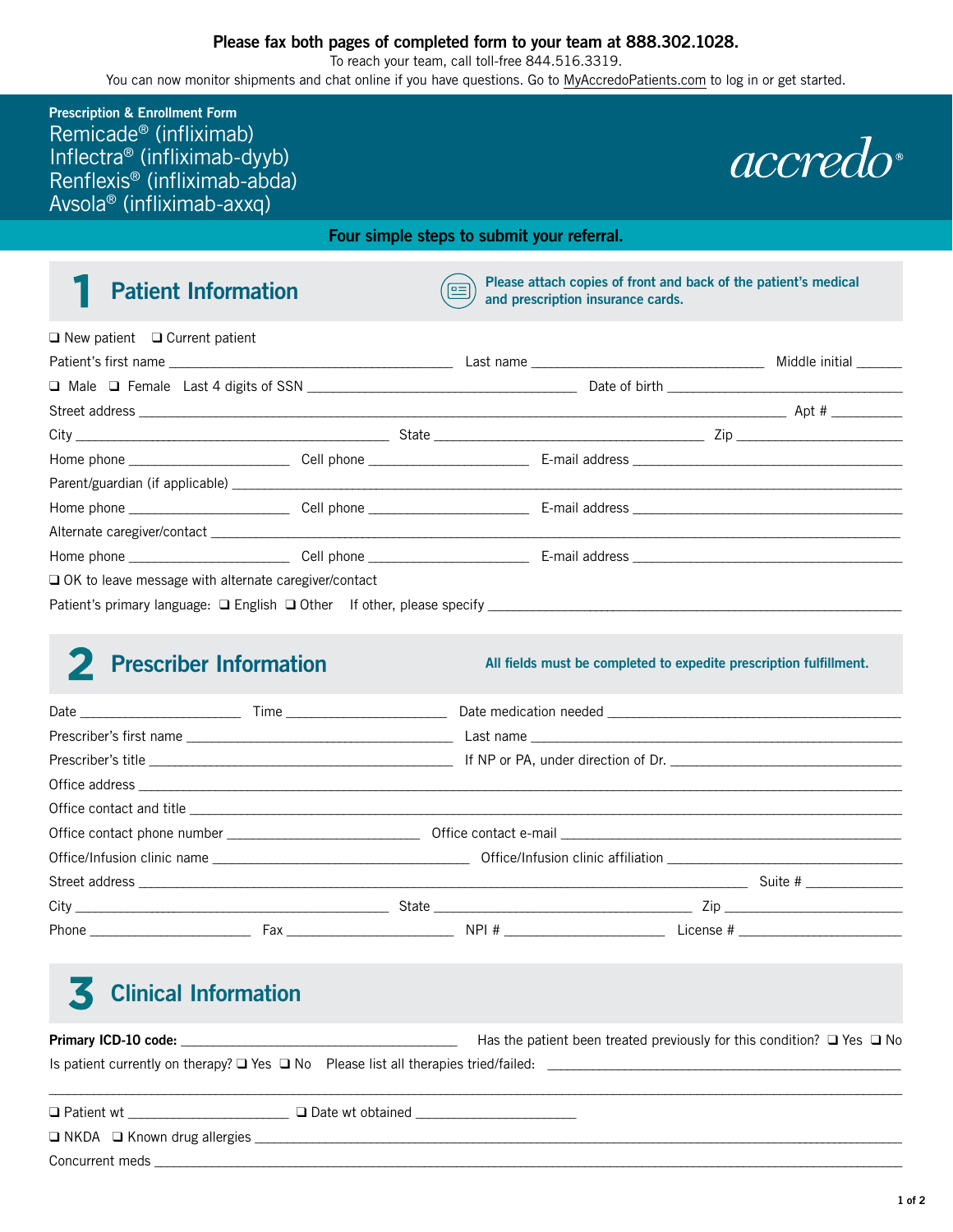**Please fax both pages of completed form to your team at 888.302.1028.**

To reach your team, call toll-free 844.516.3319.

You can now monitor shipments and chat online if you have questions. Go to MyAccredoPatients.com to log in or get started.

**Prescription & Enrollment Form**

# Remicade® (infliximab) Inflectra® (infliximab-dyyb) Renflexis® (infliximab-abda) Avsola® (infliximab-axxq)

accredo®

**Four simple steps to submit your referral.**

## 1 Patient Information

**Please attach copies of front and back of the patient's medical and prescription insurance cards.**

❑ New patient ❑ Current patient

Patient's first name ______________________ Last name ______________________ Middle initial ______

❑ Male ❑ Female Last 4 digits of SSN ______________________ Date of birth ______________________

Street address ______________________________________________ Apt # ________

City ______________________ State ______________________ Zip ______________________

Home phone ______________________ Cell phone ______________________ E-mail address ______________________

Parent/guardian (if applicable) ______________________________________________

Home phone ______________________ Cell phone ______________________ E-mail address ______________________

Alternate caregiver/contact ______________________________________________

Home phone ______________________ Cell phone ______________________ E-mail address ______________________

❑ OK to leave message with alternate caregiver/contact

Patient's primary language: ❑ English ❑ Other If other, please specify ______________________

## 2 Prescriber Information

**All fields must be completed to expedite prescription fulfillment.**

Date ______________________ Time ______________________ Date medication needed ______________________

Prescriber's first name ______________________ Last name ______________________

Prescriber's title ______________________ If NP or PA, under direction of Dr. ______________________

Office address ______________________________________________

Office contact and title ______________________________________________

Office contact phone number ______________________ Office contact e-mail ______________________

Office/Infusion clinic name ______________________ Office/Infusion clinic affiliation ______________________

Street address ______________________________________________ Suite # ________

City ______________________ State ______________________ Zip ______________________

Phone ______________________ Fax ______________________ NPI # ______________________ License # ______________________

## 3 Clinical Information

**Primary ICD-10 code:** ______________________ Has the patient been treated previously for this condition? ❑ Yes ❑ No

Is patient currently on therapy? ❑ Yes ❑ No Please list all therapies tried/failed: ______________________

______________________________________________

❑ Patient wt ______________________ ❑ Date wt obtained ______________________

❑ NKDA ❑ Known drug allergies ______________________________________________

Concurrent meds ______________________________________________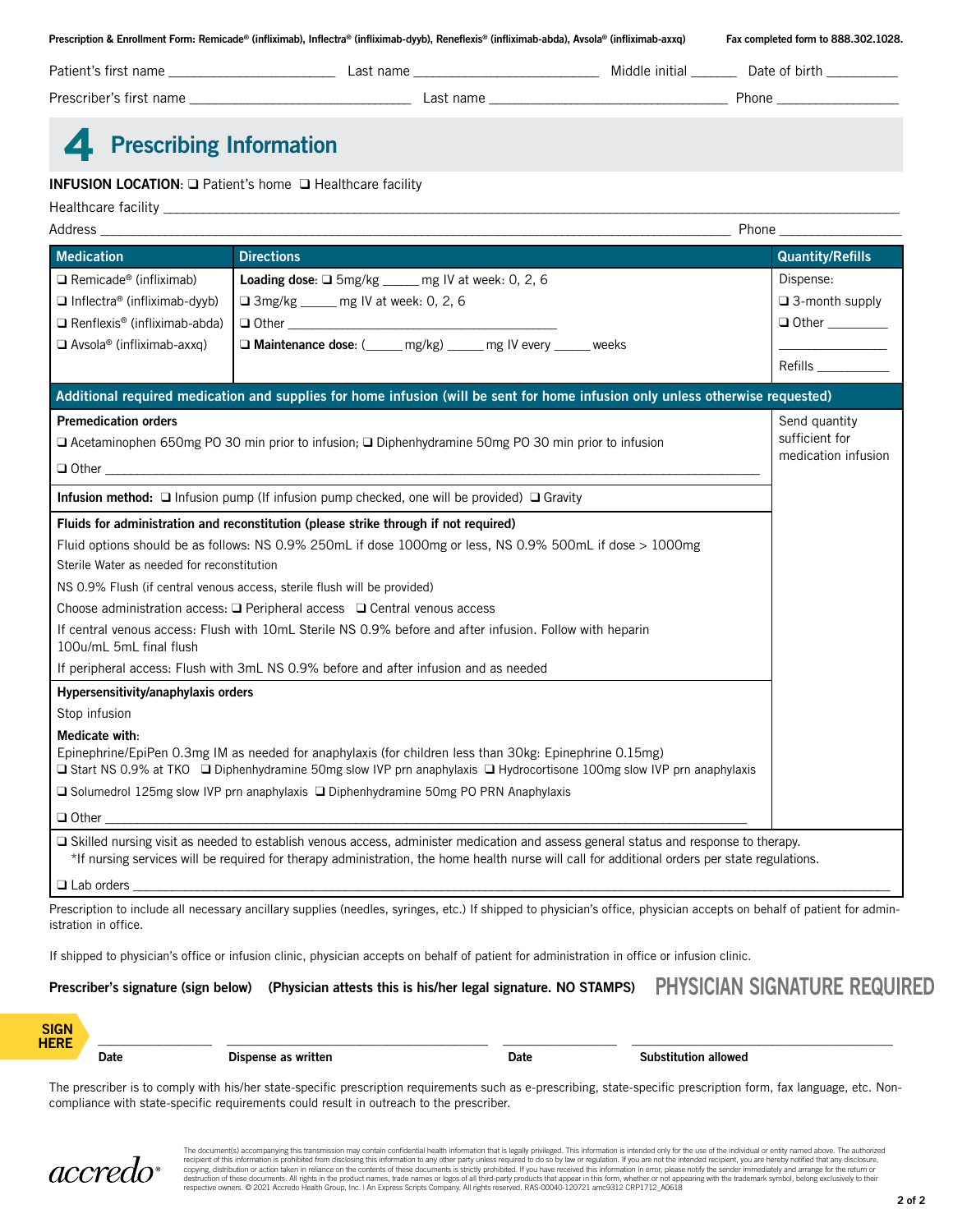Prescription & Enrollment Form: Remicade® (infliximab), Inflectra® (infliximab-dyyb), Renflexis® (infliximab-abda), Avsola® (infliximab-axxq)    Fax completed form to 888.302.1028.

Patient's first name ____________ Last name ____________ Middle initial ______ Date of birth __________

Prescriber's first name ____________ Last name ____________ Phone ____________

# 4 Prescribing Information

**INFUSION LOCATION**: ❑ Patient's home ❑ Healthcare facility

Healthcare facility ____________________________________________

Address ____________________________________________ Phone ____________

| Medication | Directions | Quantity/Refills |
|---|---|---|
| ❑ Remicade® (infliximab) | **Loading dose**: ❑ 5mg/kg _____ mg IV at week: 0, 2, 6 | Dispense: |
| ❑ Inflectra® (infliximab-dyyb) | ❑ 3mg/kg _____ mg IV at week: 0, 2, 6 | ❑ 3-month supply |
| ❑ Renflexis® (infliximab-abda) | ❑ Other ____________ | ❑ Other ________ |
| ❑ Avsola® (infliximab-axxq) | ❑ **Maintenance dose**: (_____ mg/kg) _____ mg IV every _____ weeks | ________ |
| | | Refills ________ |

**Additional required medication and supplies for home infusion (will be sent for home infusion only unless otherwise requested)**

*Quantity: Send quantity sufficient for medication infusion*

**Premedication orders**

❑ Acetaminophen 650mg PO 30 min prior to infusion; ❑ Diphenhydramine 50mg PO 30 min prior to infusion

❑ Other ____________________________________________

**Infusion method:** ❑ Infusion pump (If infusion pump checked, one will be provided) ❑ Gravity

**Fluids for administration and reconstitution (please strike through if not required)**

Fluid options should be as follows: NS 0.9% 250mL if dose 1000mg or less, NS 0.9% 500mL if dose > 1000mg

Sterile Water as needed for reconstitution

NS 0.9% Flush (if central venous access, sterile flush will be provided)

Choose administration access: ❑ Peripheral access ❑ Central venous access

If central venous access: Flush with 10mL Sterile NS 0.9% before and after infusion. Follow with heparin 100u/mL 5mL final flush

If peripheral access: Flush with 3mL NS 0.9% before and after infusion and as needed

**Hypersensitivity/anaphylaxis orders**

Stop infusion

**Medicate with**:

Epinephrine/EpiPen 0.3mg IM as needed for anaphylaxis (for children less than 30kg: Epinephrine 0.15mg)

❑ Start NS 0.9% at TKO ❑ Diphenhydramine 50mg slow IVP prn anaphylaxis ❑ Hydrocortisone 100mg slow IVP prn anaphylaxis

❑ Solumedrol 125mg slow IVP prn anaphylaxis ❑ Diphenhydramine 50mg PO PRN Anaphylaxis

❑ Other ____________________________________________

❑ Skilled nursing visit as needed to establish venous access, administer medication and assess general status and response to therapy.
*If nursing services will be required for therapy administration, the home health nurse will call for additional orders per state regulations.

❑ Lab orders ____________________________________________

Prescription to include all necessary ancillary supplies (needles, syringes, etc.) If shipped to physician's office, physician accepts on behalf of patient for administration in office.

If shipped to physician's office or infusion clinic, physician accepts on behalf of patient for administration in office or infusion clinic.

**Prescriber's signature (sign below) (Physician attests this is his/her legal signature. NO STAMPS)** PHYSICIAN SIGNATURE REQUIRED

**SIGN HERE**

________ **Date** ____________ **Dispense as written** ________ **Date** ____________ **Substitution allowed**

The prescriber is to comply with his/her state-specific prescription requirements such as e-prescribing, state-specific prescription form, fax language, etc. Non-compliance with state-specific requirements could result in outreach to the prescriber.

accredo®

The document(s) accompanying this transmission may contain confidential health information that is legally privileged. This information is intended only for the use of the individual or entity named above. The authorized recipient of this information is prohibited from disclosing this information to any other party unless required to do so by law or regulation. If you are not the intended recipient, you are hereby notified that any disclosure, copying, distribution or action taken in reliance on the contents of these documents is strictly prohibited. If you have received this information in error, please notify the sender immediately and arrange for the return or destruction of these documents. All rights in the product names, trade names or logos of all third-party products that appear in this form, whether or not appearing with the trademark symbol, belong exclusively to their respective owners. © 2021 Accredo Health Group, Inc. | An Express Scripts Company. All rights reserved. RAS-00040-120721 amc9312 CRP1712_A0618